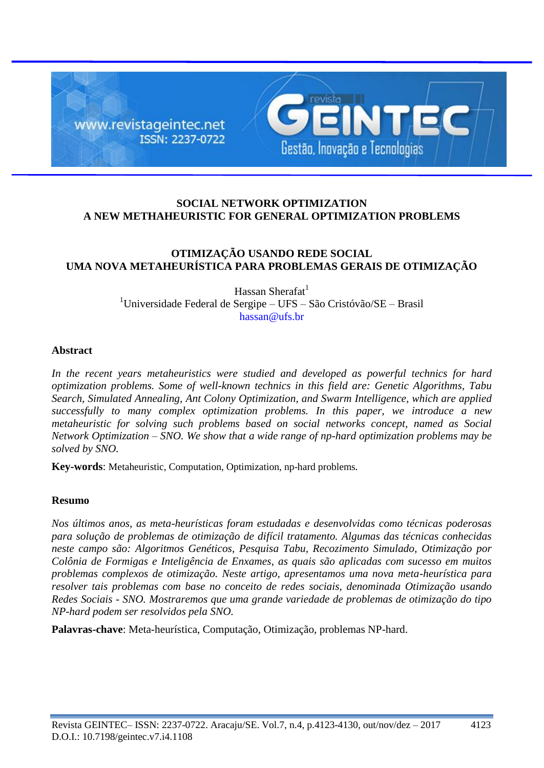# SOCIAL NETWORK OPTIMIZATION
# A NEW METHAHEURISTIC FOR GENERAL OPTIMIZATION PROBLEMS

# OTIMIZAÇÃO USANDO REDE SOCIAL
# UMA NOVA METAHEURÍSTICA PARA PROBLEMAS GERAIS DE OTIMIZAÇÃO

Hassan Sherafat[1]

[1]Universidade Federal de Sergipe – UFS – São Cristóvão/SE – Brasil

hassan@ufs.br

## Abstract

*In the recent years metaheuristics were studied and developed as powerful technics for hard optimization problems. Some of well-known technics in this field are: Genetic Algorithms, Tabu Search, Simulated Annealing, Ant Colony Optimization, and Swarm Intelligence, which are applied successfully to many complex optimization problems. In this paper, we introduce a new metaheuristic for solving such problems based on social networks concept, named as Social Network Optimization – SNO. We show that a wide range of np-hard optimization problems may be solved by SNO.*

**Key-words**: Metaheuristic, Computation, Optimization, np-hard problems.

## Resumo

*Nos últimos anos, as meta-heurísticas foram estudadas e desenvolvidas como técnicas poderosas para solução de problemas de otimização de difícil tratamento. Algumas das técnicas conhecidas neste campo são: Algoritmos Genéticos, Pesquisa Tabu, Recozimento Simulado, Otimização por Colônia de Formigas e Inteligência de Enxames, as quais são aplicadas com sucesso em muitos problemas complexos de otimização. Neste artigo, apresentamos uma nova meta-heurística para resolver tais problemas com base no conceito de redes sociais, denominada Otimização usando Redes Sociais - SNO. Mostraremos que uma grande variedade de problemas de otimização do tipo NP-hard podem ser resolvidos pela SNO.*

**Palavras-chave**: Meta-heurística, Computação, Otimização, problemas NP-hard.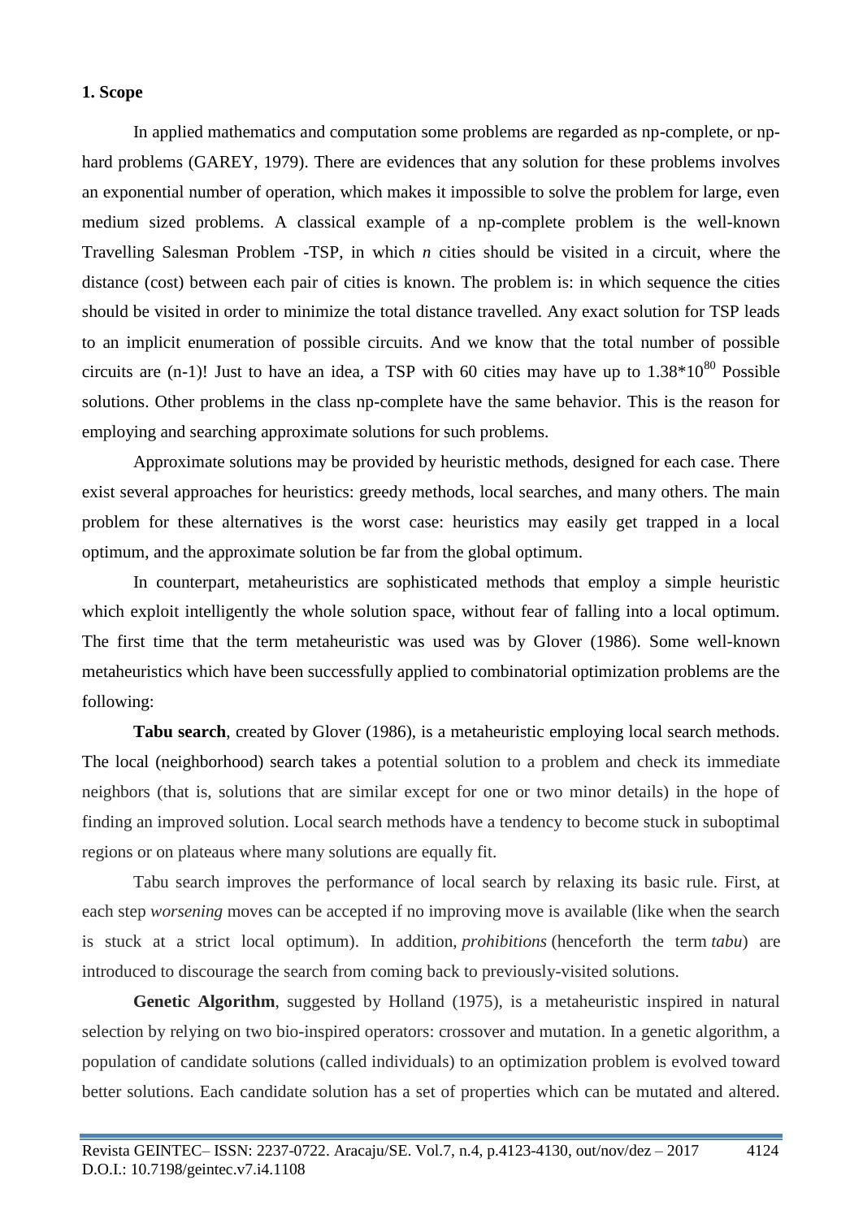## 1. Scope

In applied mathematics and computation some problems are regarded as np-complete, or np-hard problems (GAREY, 1979). There are evidences that any solution for these problems involves an exponential number of operation, which makes it impossible to solve the problem for large, even medium sized problems. A classical example of a np-complete problem is the well-known Travelling Salesman Problem -TSP, in which *n* cities should be visited in a circuit, where the distance (cost) between each pair of cities is known. The problem is: in which sequence the cities should be visited in order to minimize the total distance travelled. Any exact solution for TSP leads to an implicit enumeration of possible circuits. And we know that the total number of possible circuits are (n-1)! Just to have an idea, a TSP with 60 cities may have up to $1.38*10^{80}$ Possible solutions. Other problems in the class np-complete have the same behavior. This is the reason for employing and searching approximate solutions for such problems.

Approximate solutions may be provided by heuristic methods, designed for each case. There exist several approaches for heuristics: greedy methods, local searches, and many others. The main problem for these alternatives is the worst case: heuristics may easily get trapped in a local optimum, and the approximate solution be far from the global optimum.

In counterpart, metaheuristics are sophisticated methods that employ a simple heuristic which exploit intelligently the whole solution space, without fear of falling into a local optimum. The first time that the term metaheuristic was used was by Glover (1986). Some well-known metaheuristics which have been successfully applied to combinatorial optimization problems are the following:

**Tabu search**, created by Glover (1986), is a metaheuristic employing local search methods. The local (neighborhood) search takes a potential solution to a problem and check its immediate neighbors (that is, solutions that are similar except for one or two minor details) in the hope of finding an improved solution. Local search methods have a tendency to become stuck in suboptimal regions or on plateaus where many solutions are equally fit.

Tabu search improves the performance of local search by relaxing its basic rule. First, at each step *worsening* moves can be accepted if no improving move is available (like when the search is stuck at a strict local optimum). In addition, *prohibitions* (henceforth the term *tabu*) are introduced to discourage the search from coming back to previously-visited solutions.

**Genetic Algorithm**, suggested by Holland (1975), is a metaheuristic inspired in natural selection by relying on two bio-inspired operators: crossover and mutation. In a genetic algorithm, a population of candidate solutions (called individuals) to an optimization problem is evolved toward better solutions. Each candidate solution has a set of properties which can be mutated and altered.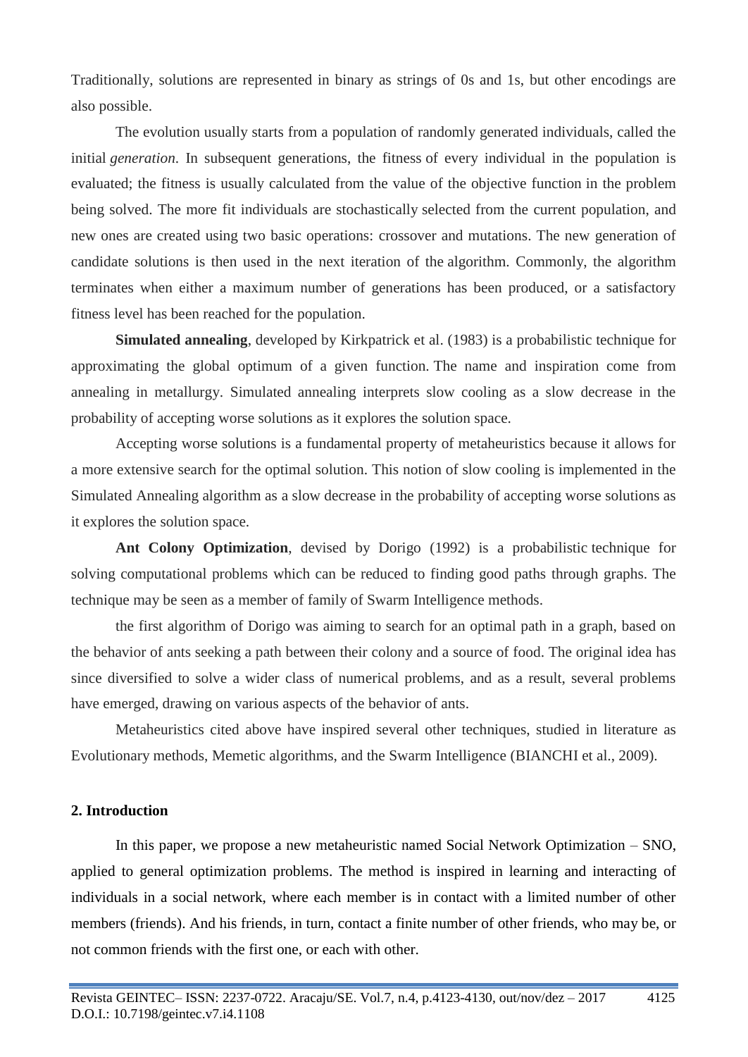Traditionally, solutions are represented in binary as strings of 0s and 1s, but other encodings are also possible.

The evolution usually starts from a population of randomly generated individuals, called the initial *generation*. In subsequent generations, the fitness of every individual in the population is evaluated; the fitness is usually calculated from the value of the objective function in the problem being solved. The more fit individuals are stochastically selected from the current population, and new ones are created using two basic operations: crossover and mutations. The new generation of candidate solutions is then used in the next iteration of the algorithm. Commonly, the algorithm terminates when either a maximum number of generations has been produced, or a satisfactory fitness level has been reached for the population.

**Simulated annealing**, developed by Kirkpatrick et al. (1983) is a probabilistic technique for approximating the global optimum of a given function. The name and inspiration come from annealing in metallurgy. Simulated annealing interprets slow cooling as a slow decrease in the probability of accepting worse solutions as it explores the solution space.

Accepting worse solutions is a fundamental property of metaheuristics because it allows for a more extensive search for the optimal solution. This notion of slow cooling is implemented in the Simulated Annealing algorithm as a slow decrease in the probability of accepting worse solutions as it explores the solution space.

**Ant Colony Optimization**, devised by Dorigo (1992) is a probabilistic technique for solving computational problems which can be reduced to finding good paths through graphs. The technique may be seen as a member of family of Swarm Intelligence methods.

the first algorithm of Dorigo was aiming to search for an optimal path in a graph, based on the behavior of ants seeking a path between their colony and a source of food. The original idea has since diversified to solve a wider class of numerical problems, and as a result, several problems have emerged, drawing on various aspects of the behavior of ants.

Metaheuristics cited above have inspired several other techniques, studied in literature as Evolutionary methods, Memetic algorithms, and the Swarm Intelligence (BIANCHI et al., 2009).

## 2. Introduction

In this paper, we propose a new metaheuristic named Social Network Optimization – SNO, applied to general optimization problems. The method is inspired in learning and interacting of individuals in a social network, where each member is in contact with a limited number of other members (friends). And his friends, in turn, contact a finite number of other friends, who may be, or not common friends with the first one, or each with other.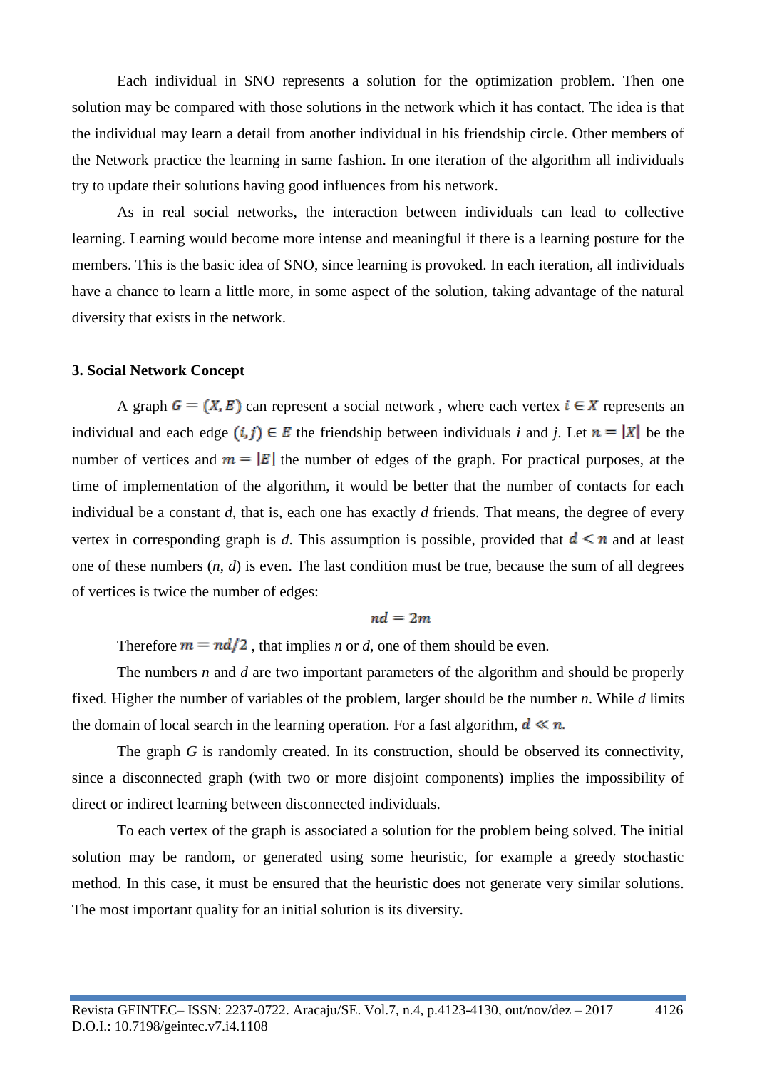Each individual in SNO represents a solution for the optimization problem. Then one solution may be compared with those solutions in the network which it has contact. The idea is that the individual may learn a detail from another individual in his friendship circle. Other members of the Network practice the learning in same fashion. In one iteration of the algorithm all individuals try to update their solutions having good influences from his network.

As in real social networks, the interaction between individuals can lead to collective learning. Learning would become more intense and meaningful if there is a learning posture for the members. This is the basic idea of SNO, since learning is provoked. In each iteration, all individuals have a chance to learn a little more, in some aspect of the solution, taking advantage of the natural diversity that exists in the network.

## 3. Social Network Concept

A graph $G = (X, E)$ can represent a social network , where each vertex $i \in X$ represents an individual and each edge $(i, j) \in E$ the friendship between individuals *i* and *j*. Let $n = |X|$ be the number of vertices and $m = |E|$ the number of edges of the graph. For practical purposes, at the time of implementation of the algorithm, it would be better that the number of contacts for each individual be a constant *d*, that is, each one has exactly *d* friends. That means, the degree of every vertex in corresponding graph is *d*. This assumption is possible, provided that $d < n$ and at least one of these numbers (*n*, *d*) is even. The last condition must be true, because the sum of all degrees of vertices is twice the number of edges:

$$nd = 2m$$

Therefore $m = nd/2$ , that implies *n* or *d*, one of them should be even.

The numbers *n* and *d* are two important parameters of the algorithm and should be properly fixed. Higher the number of variables of the problem, larger should be the number *n*. While *d* limits the domain of local search in the learning operation. For a fast algorithm, $d \ll n$.

The graph *G* is randomly created. In its construction, should be observed its connectivity, since a disconnected graph (with two or more disjoint components) implies the impossibility of direct or indirect learning between disconnected individuals.

To each vertex of the graph is associated a solution for the problem being solved. The initial solution may be random, or generated using some heuristic, for example a greedy stochastic method. In this case, it must be ensured that the heuristic does not generate very similar solutions. The most important quality for an initial solution is its diversity.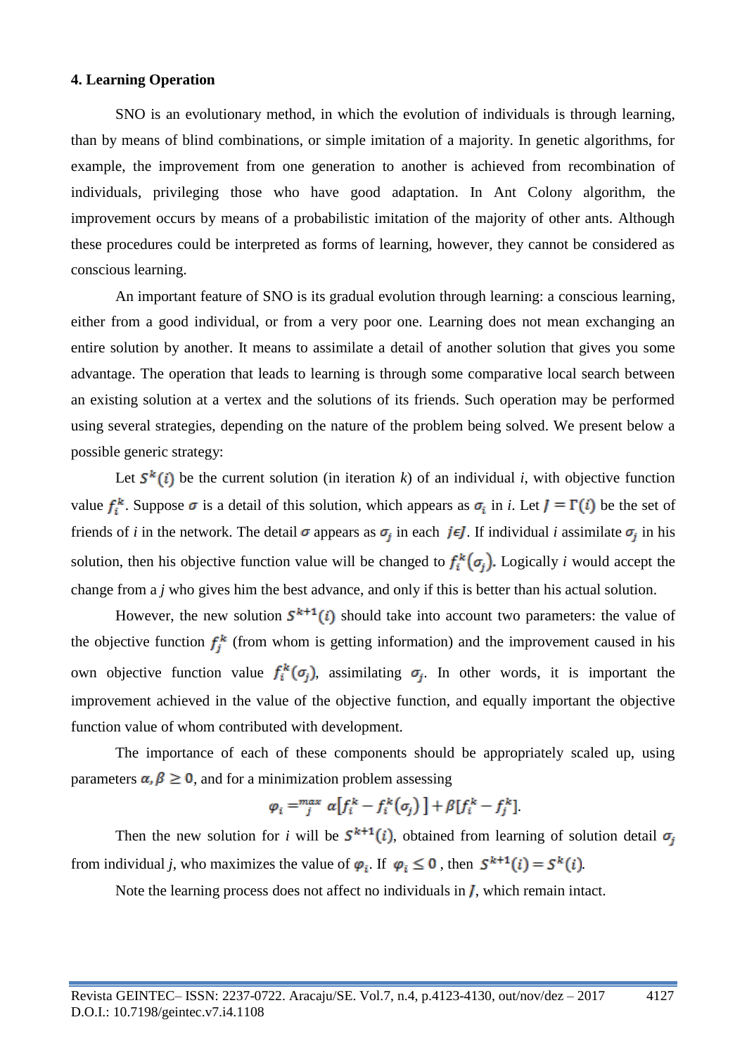### 4. Learning Operation

SNO is an evolutionary method, in which the evolution of individuals is through learning, than by means of blind combinations, or simple imitation of a majority. In genetic algorithms, for example, the improvement from one generation to another is achieved from recombination of individuals, privileging those who have good adaptation. In Ant Colony algorithm, the improvement occurs by means of a probabilistic imitation of the majority of other ants. Although these procedures could be interpreted as forms of learning, however, they cannot be considered as conscious learning.

An important feature of SNO is its gradual evolution through learning: a conscious learning, either from a good individual, or from a very poor one. Learning does not mean exchanging an entire solution by another. It means to assimilate a detail of another solution that gives you some advantage. The operation that leads to learning is through some comparative local search between an existing solution at a vertex and the solutions of its friends. Such operation may be performed using several strategies, depending on the nature of the problem being solved. We present below a possible generic strategy:

Let $S^k(i)$ be the current solution (in iteration *k*) of an individual *i*, with objective function value $f_i^k$. Suppose $\sigma$ is a detail of this solution, which appears as $\sigma_i$ in *i*. Let $J = \Gamma(i)$ be the set of friends of *i* in the network. The detail $\sigma$ appears as $\sigma_j$ in each $j \epsilon J$. If individual *i* assimilate $\sigma_j$ in his solution, then his objective function value will be changed to $f_i^k(\sigma_j)$. Logically *i* would accept the change from a *j* who gives him the best advance, and only if this is better than his actual solution.

However, the new solution $S^{k+1}(i)$ should take into account two parameters: the value of the objective function $f_j^k$ (from whom is getting information) and the improvement caused in his own objective function value $f_i^k(\sigma_j)$, assimilating $\sigma_j$. In other words, it is important the improvement achieved in the value of the objective function, and equally important the objective function value of whom contributed with development.

The importance of each of these components should be appropriately scaled up, using parameters $\alpha, \beta \geq 0$, and for a minimization problem assessing

$$\varphi_i =^{max}_{j} \alpha[f_i^k - f_i^k(\sigma_j)] + \beta[f_i^k - f_j^k].$$

Then the new solution for *i* will be $S^{k+1}(i)$, obtained from learning of solution detail $\sigma_j$ from individual *j*, who maximizes the value of $\varphi_i$. If $\varphi_i \leq 0$ , then $S^{k+1}(i) = S^k(i)$.

Note the learning process does not affect no individuals in $J$, which remain intact.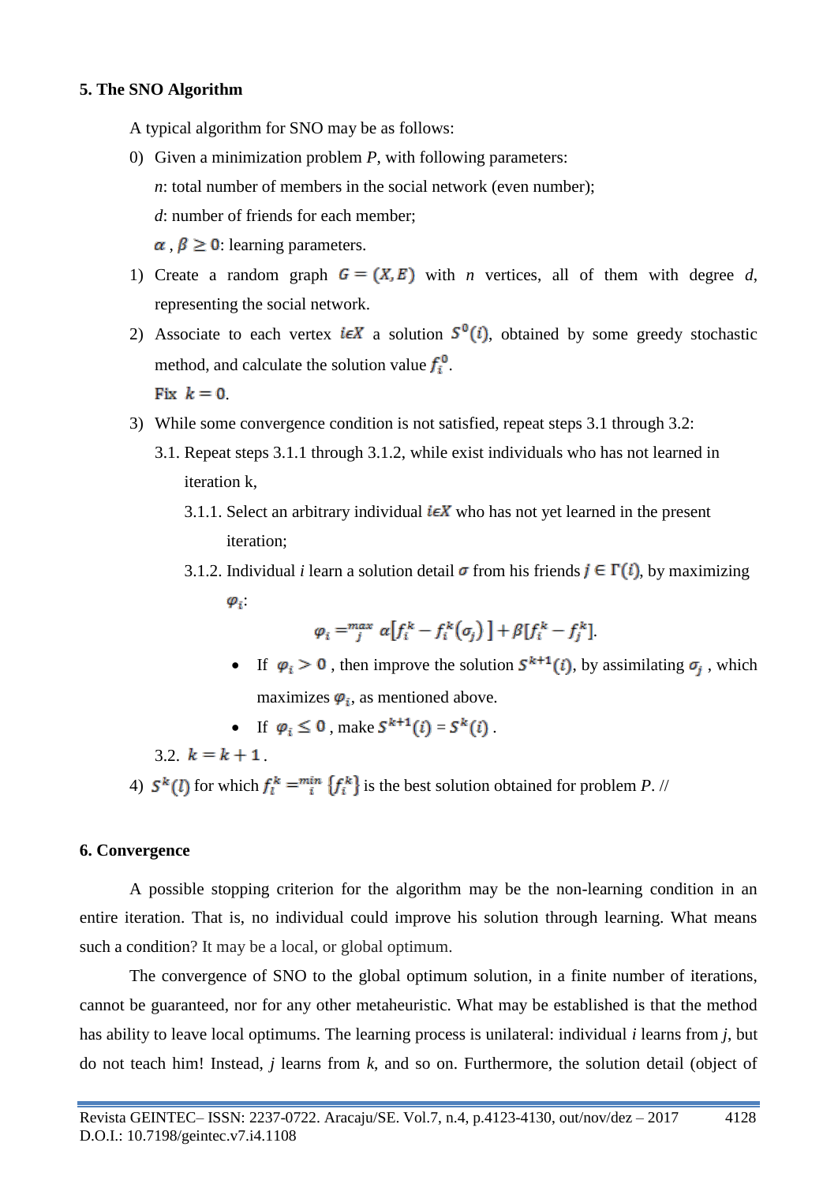## 5. The SNO Algorithm

A typical algorithm for SNO may be as follows:

0) Given a minimization problem *P*, with following parameters:

   *n*: total number of members in the social network (even number);

   *d*: number of friends for each member;

   $\alpha$ , $\beta \geq 0$: learning parameters.

1) Create a random graph $G = (X, E)$ with *n* vertices, all of them with degree *d*, representing the social network.

2) Associate to each vertex $i \epsilon X$ a solution $S^0(i)$, obtained by some greedy stochastic method, and calculate the solution value $f_i^0$.

   Fix $k = 0$.

3) While some convergence condition is not satisfied, repeat steps 3.1 through 3.2:

   3.1. Repeat steps 3.1.1 through 3.1.2, while exist individuals who has not learned in iteration k,

   3.1.1. Select an arbitrary individual $i \epsilon X$ who has not yet learned in the present iteration;

   3.1.2. Individual *i* learn a solution detail $\sigma$ from his friends $j \in \Gamma(i)$, by maximizing $\varphi_i$:

   $$\varphi_i =_j^{max} \alpha[f_i^k - f_i^k(\sigma_j)] + \beta[f_i^k - f_j^k].$$

   - If $\varphi_i > 0$ , then improve the solution $S^{k+1}(i)$, by assimilating $\sigma_j$ , which maximizes $\varphi_i$, as mentioned above.
   - If $\varphi_i \leq 0$ , make $S^{k+1}(i) = S^k(i)$ .

   3.2. $k = k + 1$ .

4) $S^k(l)$ for which $f_l^k =_i^{min} \{f_i^k\}$ is the best solution obtained for problem *P*. //

## 6. Convergence

A possible stopping criterion for the algorithm may be the non-learning condition in an entire iteration. That is, no individual could improve his solution through learning. What means such a condition? It may be a local, or global optimum.

The convergence of SNO to the global optimum solution, in a finite number of iterations, cannot be guaranteed, nor for any other metaheuristic. What may be established is that the method has ability to leave local optimums. The learning process is unilateral: individual *i* learns from *j*, but do not teach him! Instead, *j* learns from *k*, and so on. Furthermore, the solution detail (object of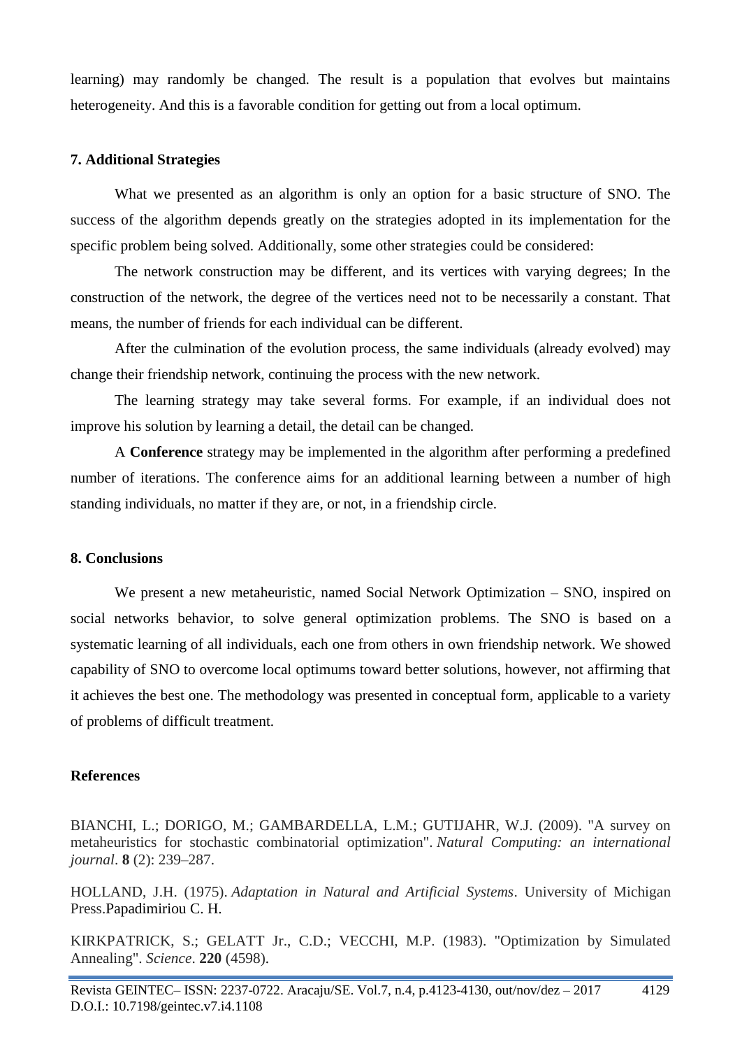learning) may randomly be changed. The result is a population that evolves but maintains heterogeneity. And this is a favorable condition for getting out from a local optimum.

## 7. Additional Strategies

What we presented as an algorithm is only an option for a basic structure of SNO. The success of the algorithm depends greatly on the strategies adopted in its implementation for the specific problem being solved. Additionally, some other strategies could be considered:

The network construction may be different, and its vertices with varying degrees; In the construction of the network, the degree of the vertices need not to be necessarily a constant. That means, the number of friends for each individual can be different.

After the culmination of the evolution process, the same individuals (already evolved) may change their friendship network, continuing the process with the new network.

The learning strategy may take several forms. For example, if an individual does not improve his solution by learning a detail, the detail can be changed.

A **Conference** strategy may be implemented in the algorithm after performing a predefined number of iterations. The conference aims for an additional learning between a number of high standing individuals, no matter if they are, or not, in a friendship circle.

## 8. Conclusions

We present a new metaheuristic, named Social Network Optimization – SNO, inspired on social networks behavior, to solve general optimization problems. The SNO is based on a systematic learning of all individuals, each one from others in own friendship network. We showed capability of SNO to overcome local optimums toward better solutions, however, not affirming that it achieves the best one. The methodology was presented in conceptual form, applicable to a variety of problems of difficult treatment.

## References

BIANCHI, L.; DORIGO, M.; GAMBARDELLA, L.M.; GUTIJAHR, W.J. (2009). "A survey on metaheuristics for stochastic combinatorial optimization". *Natural Computing: an international journal*. **8** (2): 239–287.

HOLLAND, J.H. (1975). *Adaptation in Natural and Artificial Systems*. University of Michigan Press.Papadimiriou C. H.

KIRKPATRICK, S.; GELATT Jr., C.D.; VECCHI, M.P. (1983). "Optimization by Simulated Annealing". *Science*. **220** (4598).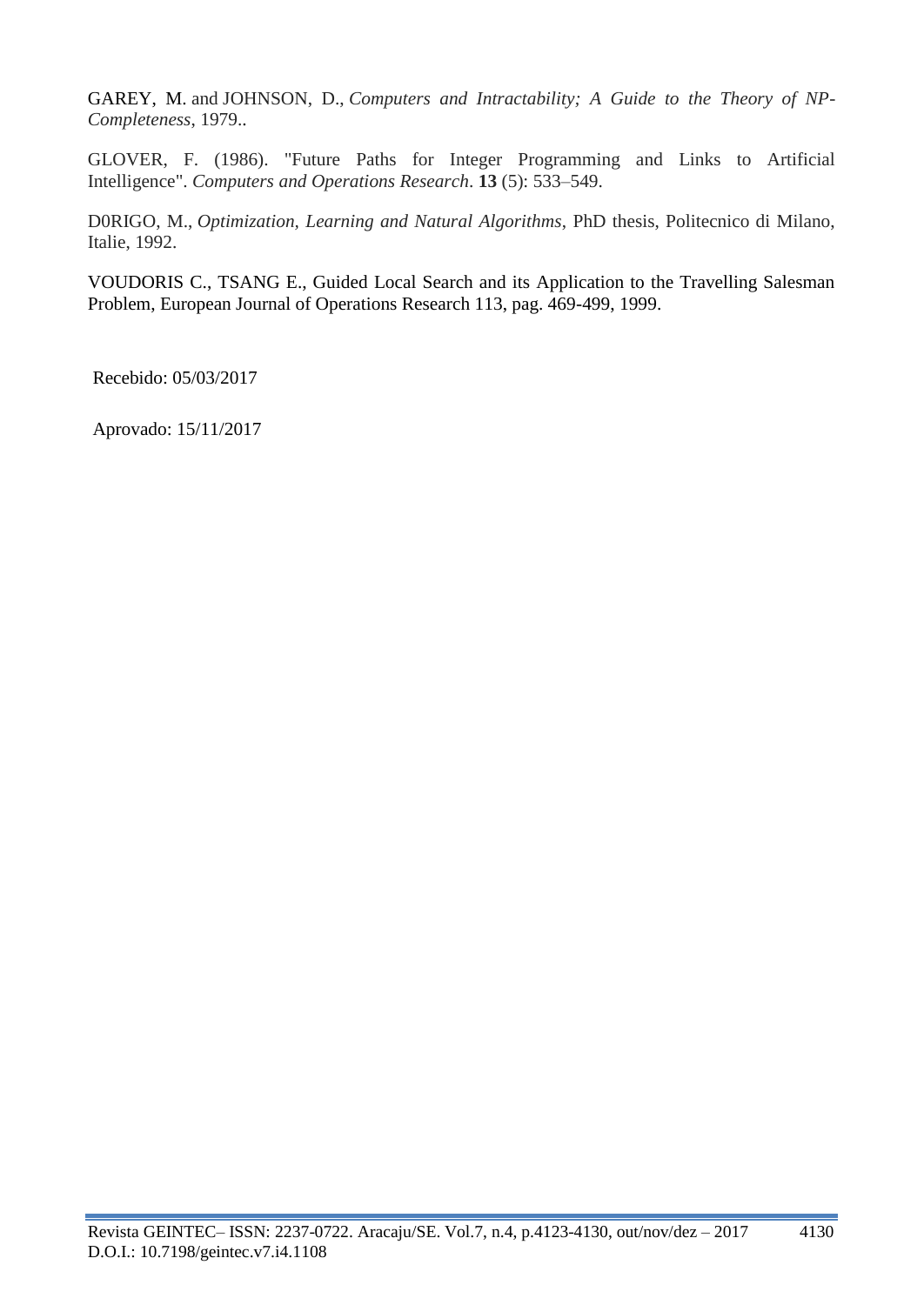GAREY, M. and JOHNSON, D., *Computers and Intractability; A Guide to the Theory of NP-Completeness*, 1979..

GLOVER, F. (1986). "Future Paths for Integer Programming and Links to Artificial Intelligence". *Computers and Operations Research*. **13** (5): 533–549.

D0RIGO, M., *Optimization, Learning and Natural Algorithms*, PhD thesis, Politecnico di Milano, Italie, 1992.

VOUDORIS C., TSANG E., Guided Local Search and its Application to the Travelling Salesman Problem, European Journal of Operations Research 113, pag. 469-499, 1999.

Recebido: 05/03/2017

Aprovado: 15/11/2017